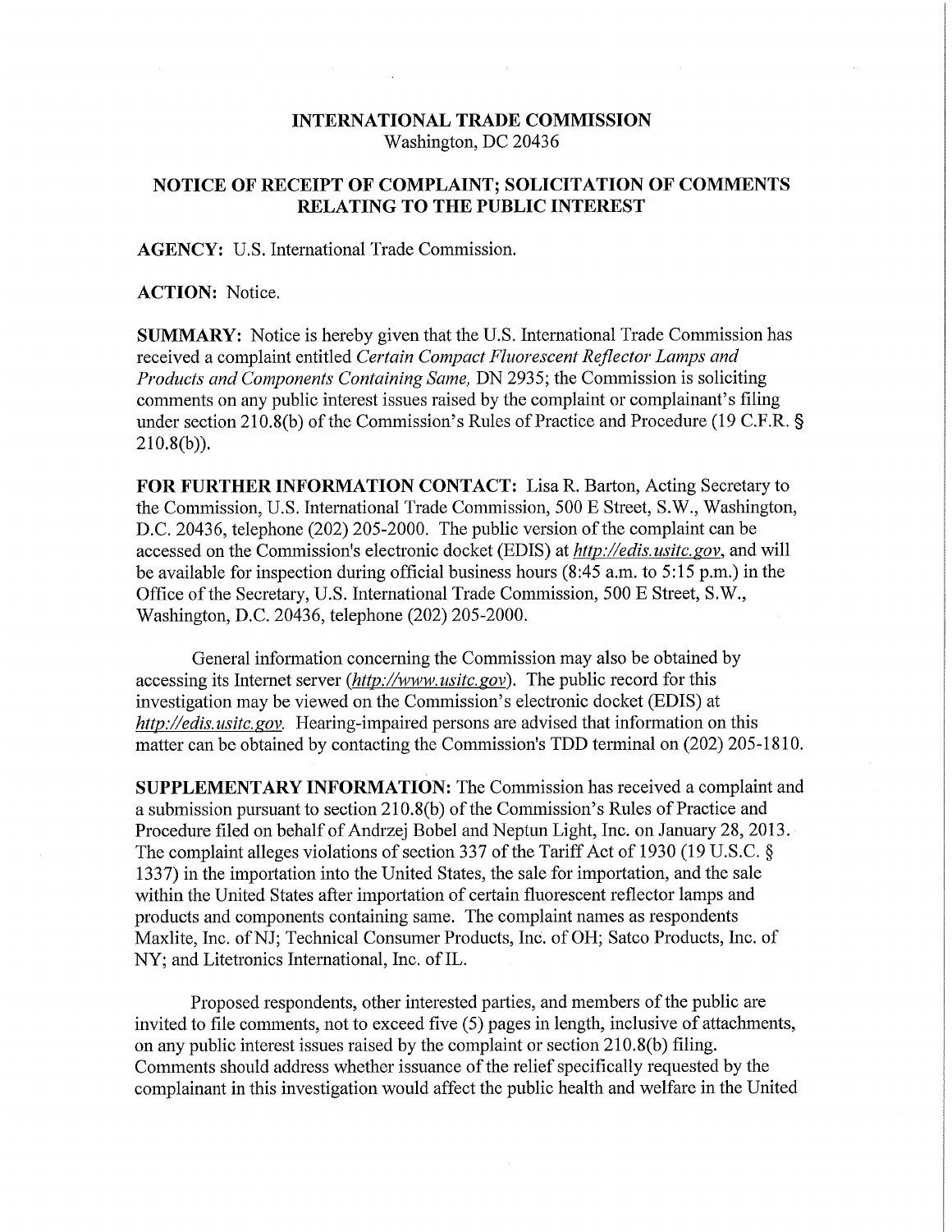# INTERNATIONAL TRADE COMMISSION
Washington, DC 20436

## NOTICE OF RECEIPT OF COMPLAINT; SOLICITATION OF COMMENTS RELATING TO THE PUBLIC INTEREST

**AGENCY:** U.S. International Trade Commission.

**ACTION:** Notice.

**SUMMARY:** Notice is hereby given that the U.S. International Trade Commission has received a complaint entitled *Certain Compact Fluorescent Reflector Lamps and Products and Components Containing Same,* DN 2935; the Commission is soliciting comments on any public interest issues raised by the complaint or complainant's filing under section 210.8(b) of the Commission's Rules of Practice and Procedure (19 C.F.R. § 210.8(b)).

**FOR FURTHER INFORMATION CONTACT:** Lisa R. Barton, Acting Secretary to the Commission, U.S. International Trade Commission, 500 E Street, S.W., Washington, D.C. 20436, telephone (202) 205-2000. The public version of the complaint can be accessed on the Commission's electronic docket (EDIS) at *http://edis.usitc.gov*, and will be available for inspection during official business hours (8:45 a.m. to 5:15 p.m.) in the Office of the Secretary, U.S. International Trade Commission, 500 E Street, S.W., Washington, D.C. 20436, telephone (202) 205-2000.

General information concerning the Commission may also be obtained by accessing its Internet server (*http://www.usitc.gov*). The public record for this investigation may be viewed on the Commission's electronic docket (EDIS) at *http://edis.usitc.gov.* Hearing-impaired persons are advised that information on this matter can be obtained by contacting the Commission's TDD terminal on (202) 205-1810.

**SUPPLEMENTARY INFORMATION:** The Commission has received a complaint and a submission pursuant to section 210.8(b) of the Commission's Rules of Practice and Procedure filed on behalf of Andrzej Bobel and Neptun Light, Inc. on January 28, 2013. The complaint alleges violations of section 337 of the Tariff Act of 1930 (19 U.S.C. § 1337) in the importation into the United States, the sale for importation, and the sale within the United States after importation of certain fluorescent reflector lamps and products and components containing same. The complaint names as respondents Maxlite, Inc. of NJ; Technical Consumer Products, Inc. of OH; Satco Products, Inc. of NY; and Litetronics International, Inc. of IL.

Proposed respondents, other interested parties, and members of the public are invited to file comments, not to exceed five (5) pages in length, inclusive of attachments, on any public interest issues raised by the complaint or section 210.8(b) filing. Comments should address whether issuance of the relief specifically requested by the complainant in this investigation would affect the public health and welfare in the United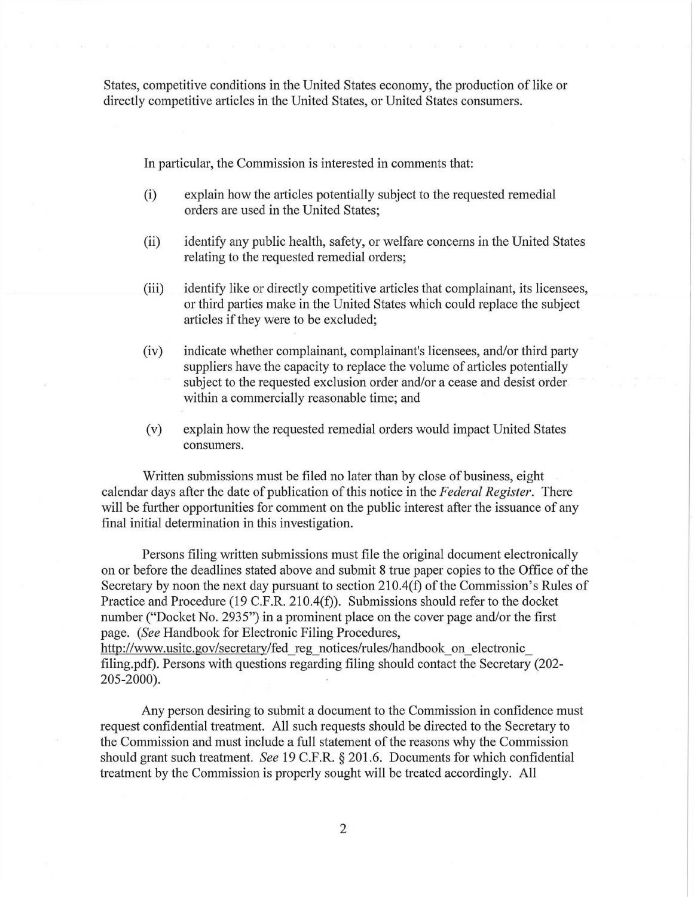States, competitive conditions in the United States economy, the production of like or directly competitive articles in the United States, or United States consumers.

In particular, the Commission is interested in comments that:

(i) explain how the articles potentially subject to the requested remedial orders are used in the United States;

(ii) identify any public health, safety, or welfare concerns in the United States relating to the requested remedial orders;

(iii) identify like or directly competitive articles that complainant, its licensees, or third parties make in the United States which could replace the subject articles if they were to be excluded;

(iv) indicate whether complainant, complainant's licensees, and/or third party suppliers have the capacity to replace the volume of articles potentially subject to the requested exclusion order and/or a cease and desist order within a commercially reasonable time; and

(v) explain how the requested remedial orders would impact United States consumers.

Written submissions must be filed no later than by close of business, eight calendar days after the date of publication of this notice in the *Federal Register*. There will be further opportunities for comment on the public interest after the issuance of any final initial determination in this investigation.

Persons filing written submissions must file the original document electronically on or before the deadlines stated above and submit 8 true paper copies to the Office of the Secretary by noon the next day pursuant to section 210.4(f) of the Commission's Rules of Practice and Procedure (19 C.F.R. 210.4(f)). Submissions should refer to the docket number ("Docket No. 2935") in a prominent place on the cover page and/or the first page. (*See* Handbook for Electronic Filing Procedures, http://www.usitc.gov/secretary/fed_reg_notices/rules/handbook_on_electronic_filing.pdf). Persons with questions regarding filing should contact the Secretary (202-205-2000).

Any person desiring to submit a document to the Commission in confidence must request confidential treatment. All such requests should be directed to the Secretary to the Commission and must include a full statement of the reasons why the Commission should grant such treatment. *See* 19 C.F.R. § 201.6. Documents for which confidential treatment by the Commission is properly sought will be treated accordingly. All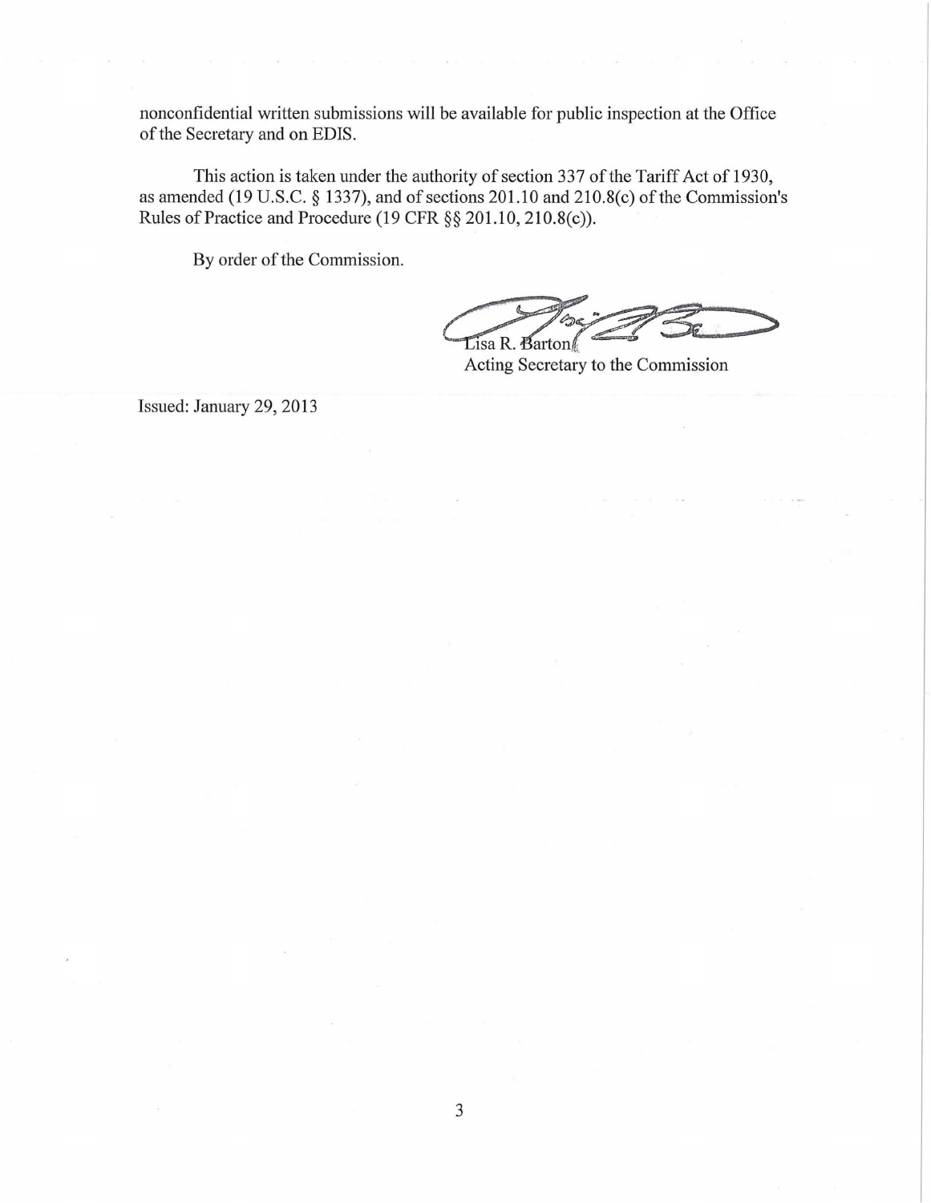nonconfidential written submissions will be available for public inspection at the Office of the Secretary and on EDIS.

This action is taken under the authority of section 337 of the Tariff Act of 1930, as amended (19 U.S.C. § 1337), and of sections 201.10 and 210.8(c) of the Commission's Rules of Practice and Procedure (19 CFR §§ 201.10, 210.8(c)).

By order of the Commission.

Lisa R. Barton
Acting Secretary to the Commission

Issued: January 29, 2013